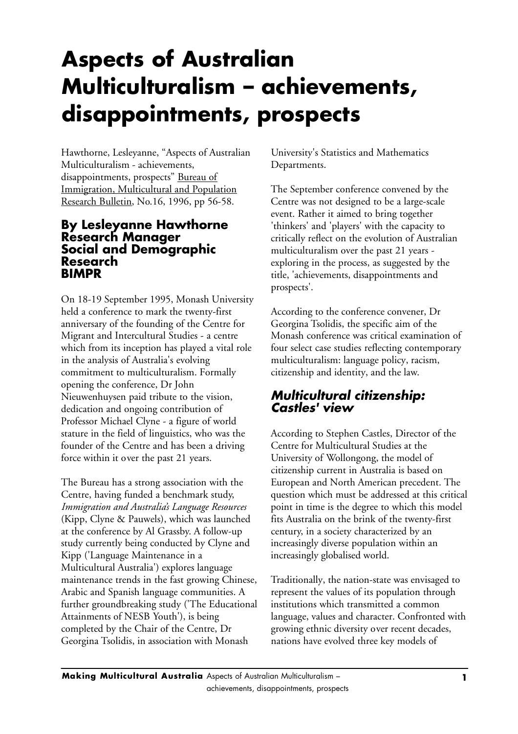# Aspects of Australian Multiculturalism – achievements, disappointments, prospects

Hawthorne, Lesleyanne, "Aspects of Australian Multiculturalism - achievements, disappointments, prospects" Bureau of Immigration, Multicultural and Population Research Bulletin, No.16, 1996, pp 56-58.

**By Lesleyanne Hawthorne**
**Research Manager**
**Social and Demographic Research**
**BIMPR**

On 18-19 September 1995, Monash University held a conference to mark the twenty-first anniversary of the founding of the Centre for Migrant and Intercultural Studies - a centre which from its inception has played a vital role in the analysis of Australia's evolving commitment to multiculturalism. Formally opening the conference, Dr John Nieuwenhuysen paid tribute to the vision, dedication and ongoing contribution of Professor Michael Clyne - a figure of world stature in the field of linguistics, who was the founder of the Centre and has been a driving force within it over the past 21 years.

The Bureau has a strong association with the Centre, having funded a benchmark study, *Immigration and Australia's Language Resources* (Kipp, Clyne & Pauwels), which was launched at the conference by Al Grassby. A follow-up study currently being conducted by Clyne and Kipp ('Language Maintenance in a Multicultural Australia') explores language maintenance trends in the fast growing Chinese, Arabic and Spanish language communities. A further groundbreaking study ('The Educational Attainments of NESB Youth'), is being completed by the Chair of the Centre, Dr Georgina Tsolidis, in association with Monash University's Statistics and Mathematics Departments.

The September conference convened by the Centre was not designed to be a large-scale event. Rather it aimed to bring together 'thinkers' and 'players' with the capacity to critically reflect on the evolution of Australian multiculturalism over the past 21 years - exploring in the process, as suggested by the title, 'achievements, disappointments and prospects'.

According to the conference convener, Dr Georgina Tsolidis, the specific aim of the Monash conference was critical examination of four select case studies reflecting contemporary multiculturalism: language policy, racism, citizenship and identity, and the law.

## *Multicultural citizenship: Castles' view*

According to Stephen Castles, Director of the Centre for Multicultural Studies at the University of Wollongong, the model of citizenship current in Australia is based on European and North American precedent. The question which must be addressed at this critical point in time is the degree to which this model fits Australia on the brink of the twenty-first century, in a society characterized by an increasingly diverse population within an increasingly globalised world.

Traditionally, the nation-state was envisaged to represent the values of its population through institutions which transmitted a common language, values and character. Confronted with growing ethnic diversity over recent decades, nations have evolved three key models of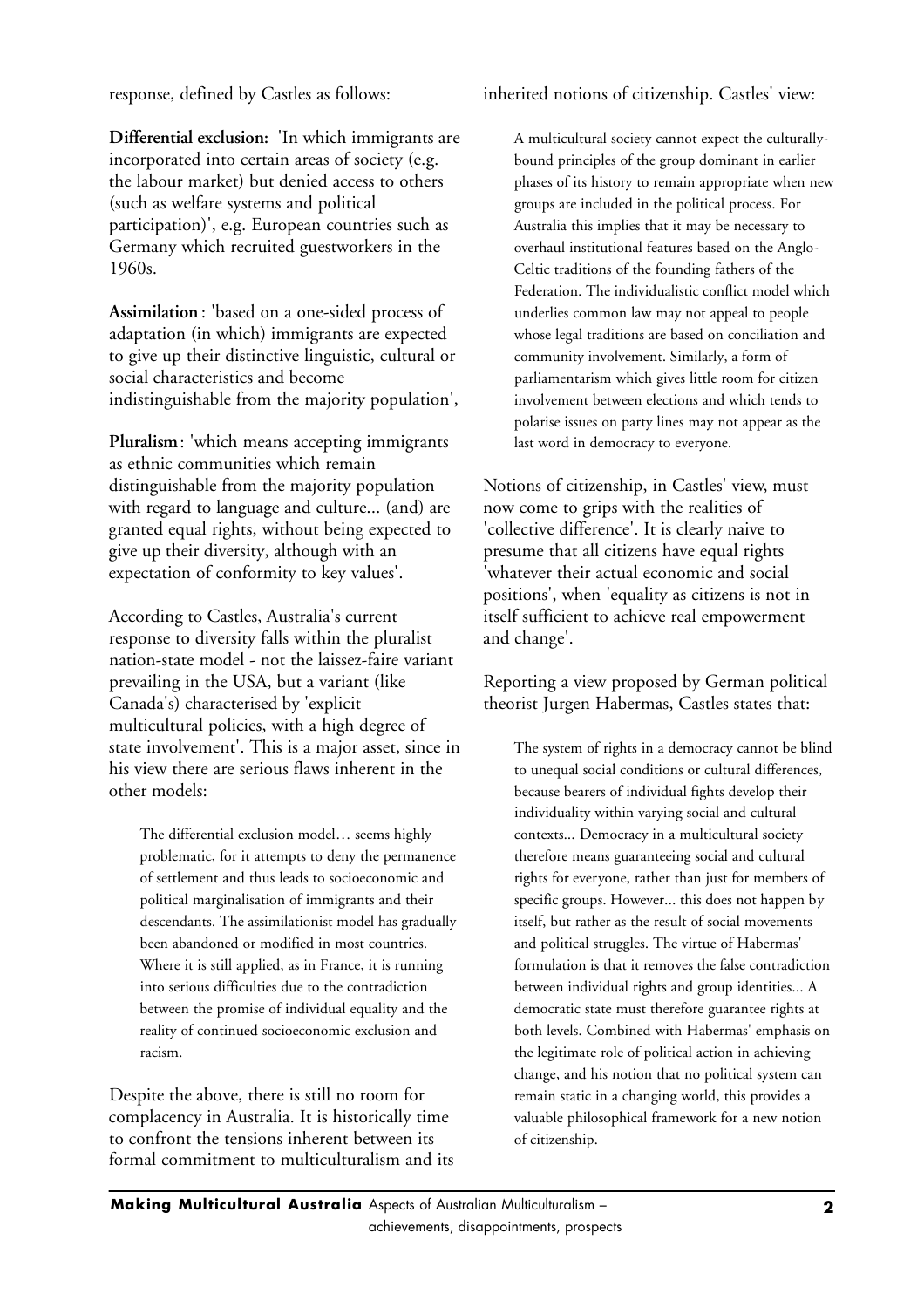response, defined by Castles as follows:

**Differential exclusion:** 'In which immigrants are incorporated into certain areas of society (e.g. the labour market) but denied access to others (such as welfare systems and political participation)', e.g. European countries such as Germany which recruited guestworkers in the 1960s.

**Assimilation**: 'based on a one-sided process of adaptation (in which) immigrants are expected to give up their distinctive linguistic, cultural or social characteristics and become indistinguishable from the majority population',

**Pluralism**: 'which means accepting immigrants as ethnic communities which remain distinguishable from the majority population with regard to language and culture... (and) are granted equal rights, without being expected to give up their diversity, although with an expectation of conformity to key values'.

According to Castles, Australia's current response to diversity falls within the pluralist nation-state model - not the laissez-faire variant prevailing in the USA, but a variant (like Canada's) characterised by 'explicit multicultural policies, with a high degree of state involvement'. This is a major asset, since in his view there are serious flaws inherent in the other models:

> The differential exclusion model… seems highly problematic, for it attempts to deny the permanence of settlement and thus leads to socioeconomic and political marginalisation of immigrants and their descendants. The assimilationist model has gradually been abandoned or modified in most countries. Where it is still applied, as in France, it is running into serious difficulties due to the contradiction between the promise of individual equality and the reality of continued socioeconomic exclusion and racism.

Despite the above, there is still no room for complacency in Australia. It is historically time to confront the tensions inherent between its formal commitment to multiculturalism and its inherited notions of citizenship. Castles' view:

> A multicultural society cannot expect the culturally-bound principles of the group dominant in earlier phases of its history to remain appropriate when new groups are included in the political process. For Australia this implies that it may be necessary to overhaul institutional features based on the Anglo-Celtic traditions of the founding fathers of the Federation. The individualistic conflict model which underlies common law may not appeal to people whose legal traditions are based on conciliation and community involvement. Similarly, a form of parliamentarism which gives little room for citizen involvement between elections and which tends to polarise issues on party lines may not appear as the last word in democracy to everyone.

Notions of citizenship, in Castles' view, must now come to grips with the realities of 'collective difference'. It is clearly naive to presume that all citizens have equal rights 'whatever their actual economic and social positions', when 'equality as citizens is not in itself sufficient to achieve real empowerment and change'.

Reporting a view proposed by German political theorist Jurgen Habermas, Castles states that:

> The system of rights in a democracy cannot be blind to unequal social conditions or cultural differences, because bearers of individual fights develop their individuality within varying social and cultural contexts... Democracy in a multicultural society therefore means guaranteeing social and cultural rights for everyone, rather than just for members of specific groups. However... this does not happen by itself, but rather as the result of social movements and political struggles. The virtue of Habermas' formulation is that it removes the false contradiction between individual rights and group identities... A democratic state must therefore guarantee rights at both levels. Combined with Habermas' emphasis on the legitimate role of political action in achieving change, and his notion that no political system can remain static in a changing world, this provides a valuable philosophical framework for a new notion of citizenship.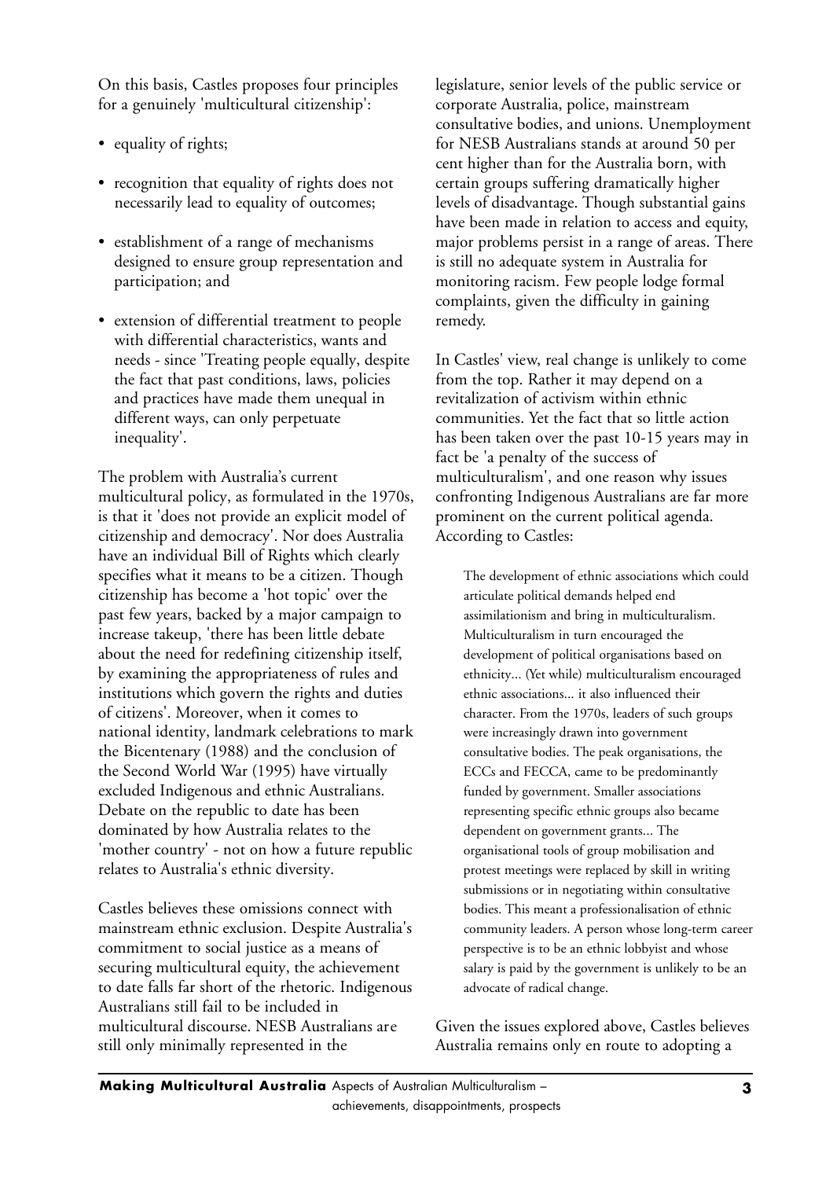On this basis, Castles proposes four principles for a genuinely 'multicultural citizenship':

- equality of rights;
- recognition that equality of rights does not necessarily lead to equality of outcomes;
- establishment of a range of mechanisms designed to ensure group representation and participation; and
- extension of differential treatment to people with differential characteristics, wants and needs - since 'Treating people equally, despite the fact that past conditions, laws, policies and practices have made them unequal in different ways, can only perpetuate inequality'.

The problem with Australia's current multicultural policy, as formulated in the 1970s, is that it 'does not provide an explicit model of citizenship and democracy'. Nor does Australia have an individual Bill of Rights which clearly specifies what it means to be a citizen. Though citizenship has become a 'hot topic' over the past few years, backed by a major campaign to increase takeup, 'there has been little debate about the need for redefining citizenship itself, by examining the appropriateness of rules and institutions which govern the rights and duties of citizens'. Moreover, when it comes to national identity, landmark celebrations to mark the Bicentenary (1988) and the conclusion of the Second World War (1995) have virtually excluded Indigenous and ethnic Australians. Debate on the republic to date has been dominated by how Australia relates to the 'mother country' - not on how a future republic relates to Australia's ethnic diversity.

Castles believes these omissions connect with mainstream ethnic exclusion. Despite Australia's commitment to social justice as a means of securing multicultural equity, the achievement to date falls far short of the rhetoric. Indigenous Australians still fail to be included in multicultural discourse. NESB Australians are still only minimally represented in the legislature, senior levels of the public service or corporate Australia, police, mainstream consultative bodies, and unions. Unemployment for NESB Australians stands at around 50 per cent higher than for the Australia born, with certain groups suffering dramatically higher levels of disadvantage. Though substantial gains have been made in relation to access and equity, major problems persist in a range of areas. There is still no adequate system in Australia for monitoring racism. Few people lodge formal complaints, given the difficulty in gaining remedy.

In Castles' view, real change is unlikely to come from the top. Rather it may depend on a revitalization of activism within ethnic communities. Yet the fact that so little action has been taken over the past 10-15 years may in fact be 'a penalty of the success of multiculturalism', and one reason why issues confronting Indigenous Australians are far more prominent on the current political agenda. According to Castles:

> The development of ethnic associations which could articulate political demands helped end assimilationism and bring in multiculturalism. Multiculturalism in turn encouraged the development of political organisations based on ethnicity... (Yet while) multiculturalism encouraged ethnic associations... it also influenced their character. From the 1970s, leaders of such groups were increasingly drawn into government consultative bodies. The peak organisations, the ECCs and FECCA, came to be predominantly funded by government. Smaller associations representing specific ethnic groups also became dependent on government grants... The organisational tools of group mobilisation and protest meetings were replaced by skill in writing submissions or in negotiating within consultative bodies. This meant a professionalisation of ethnic community leaders. A person whose long-term career perspective is to be an ethnic lobbyist and whose salary is paid by the government is unlikely to be an advocate of radical change.

Given the issues explored above, Castles believes Australia remains only en route to adopting a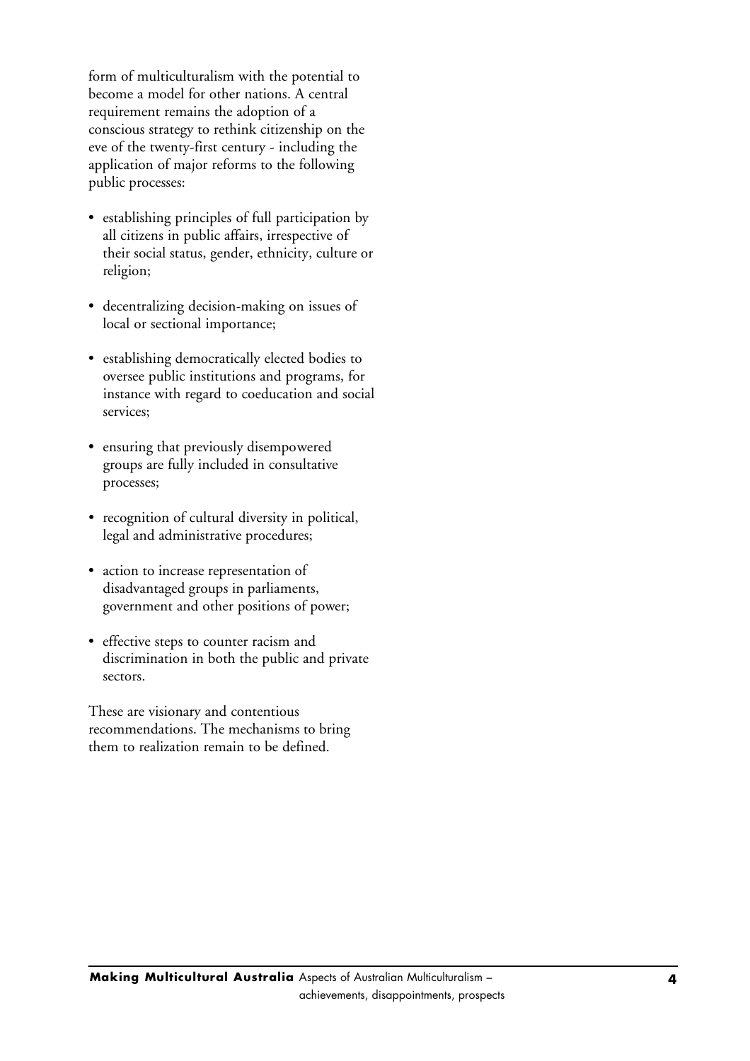form of multiculturalism with the potential to become a model for other nations. A central requirement remains the adoption of a conscious strategy to rethink citizenship on the eve of the twenty-first century - including the application of major reforms to the following public processes:

- establishing principles of full participation by all citizens in public affairs, irrespective of their social status, gender, ethnicity, culture or religion;
- decentralizing decision-making on issues of local or sectional importance;
- establishing democratically elected bodies to oversee public institutions and programs, for instance with regard to coeducation and social services;
- ensuring that previously disempowered groups are fully included in consultative processes;
- recognition of cultural diversity in political, legal and administrative procedures;
- action to increase representation of disadvantaged groups in parliaments, government and other positions of power;
- effective steps to counter racism and discrimination in both the public and private sectors.

These are visionary and contentious recommendations. The mechanisms to bring them to realization remain to be defined.